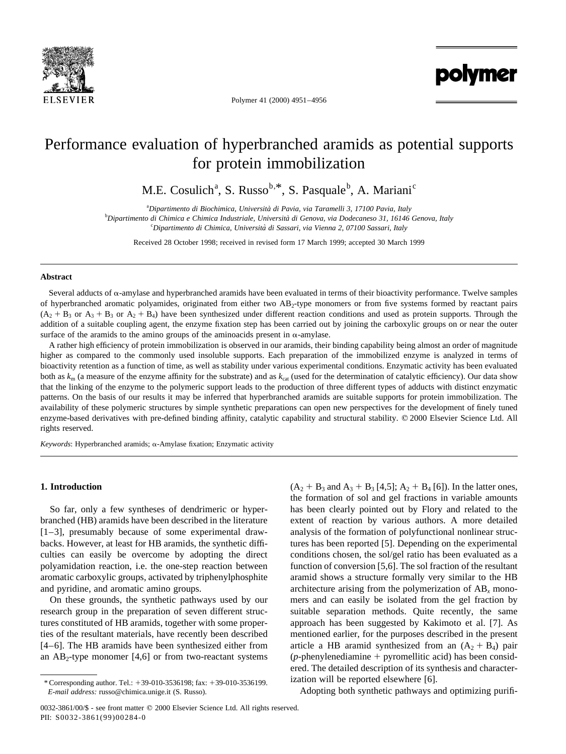# Performance evaluation of hyperbranched aramids as potential supports for protein immobilization

M.E. Cosulich[a], S. Russo[b,*], S. Pasquale[b], A. Mariani[c]

[a]Dipartimento di Biochimica, Università di Pavia, via Taramelli 3, 17100 Pavia, Italy

[b]Dipartimento di Chimica e Chimica Industriale, Università di Genova, via Dodecaneso 31, 16146 Genova, Italy

[c]Dipartimento di Chimica, Università di Sassari, via Vienna 2, 07100 Sassari, Italy

Received 28 October 1998; received in revised form 17 March 1999; accepted 30 March 1999

## Abstract

Several adducts of α-amylase and hyperbranched aramids have been evaluated in terms of their bioactivity performance. Twelve samples of hyperbranched aromatic polyamides, originated from either two $AB_2$-type monomers or from five systems formed by reactant pairs ($A_2 + B_3$ or $A_3 + B_3$ or $A_2 + B_4$) have been synthesized under different reaction conditions and used as protein supports. Through the addition of a suitable coupling agent, the enzyme fixation step has been carried out by joining the carboxylic groups on or near the outer surface of the aramids to the amino groups of the aminoacids present in α-amylase.

A rather high efficiency of protein immobilization is observed in our aramids, their binding capability being almost an order of magnitude higher as compared to the commonly used insoluble supports. Each preparation of the immobilized enzyme is analyzed in terms of bioactivity retention as a function of time, as well as stability under various experimental conditions. Enzymatic activity has been evaluated both as $k_m$ (a measure of the enzyme affinity for the substrate) and as $k_{cat}$ (used for the determination of catalytic efficiency). Our data show that the linking of the enzyme to the polymeric support leads to the production of three different types of adducts with distinct enzymatic patterns. On the basis of our results it may be inferred that hyperbranched aramids are suitable supports for protein immobilization. The availability of these polymeric structures by simple synthetic preparations can open new perspectives for the development of finely tuned enzyme-based derivatives with pre-defined binding affinity, catalytic capability and structural stability. © 2000 Elsevier Science Ltd. All rights reserved.

*Keywords*: Hyperbranched aramids; α-Amylase fixation; Enzymatic activity

## 1. Introduction

So far, only a few syntheses of dendrimeric or hyperbranched (HB) aramids have been described in the literature [1–3], presumably because of some experimental drawbacks. However, at least for HB aramids, the synthetic difficulties can easily be overcome by adopting the direct polyamidation reaction, i.e. the one-step reaction between aromatic carboxylic groups, activated by triphenylphosphite and pyridine, and aromatic amino groups.

On these grounds, the synthetic pathways used by our research group in the preparation of seven different structures constituted of HB aramids, together with some properties of the resultant materials, have recently been described [4–6]. The HB aramids have been synthesized either from an $AB_2$-type monomer [4,6] or from two-reactant systems ($A_2 + B_3$ and $A_3 + B_3$ [4,5]; $A_2 + B_4$ [6]). In the latter ones, the formation of sol and gel fractions in variable amounts has been clearly pointed out by Flory and related to the extent of reaction by various authors. A more detailed analysis of the formation of polyfunctional nonlinear structures has been reported [5]. Depending on the experimental conditions chosen, the sol/gel ratio has been evaluated as a function of conversion [5,6]. The sol fraction of the resultant aramid shows a structure formally very similar to the HB architecture arising from the polymerization of $AB_x$ monomers and can easily be isolated from the gel fraction by suitable separation methods. Quite recently, the same approach has been suggested by Kakimoto et al. [7]. As mentioned earlier, for the purposes described in the present article a HB aramid synthesized from an ($A_2 + B_4$) pair (*p*-phenylenediamine + pyromellitic acid) has been considered. The detailed description of its synthesis and characterization will be reported elsewhere [6].

Adopting both synthetic pathways and optimizing purifi-

* Corresponding author. Tel.: +39-010-3536198; fax: +39-010-3536199. *E-mail address:* russo@chimica.unige.it (S. Russo).

0032-3861/00/$ - see front matter © 2000 Elsevier Science Ltd. All rights reserved.
PII: S0032-3861(99)00284-0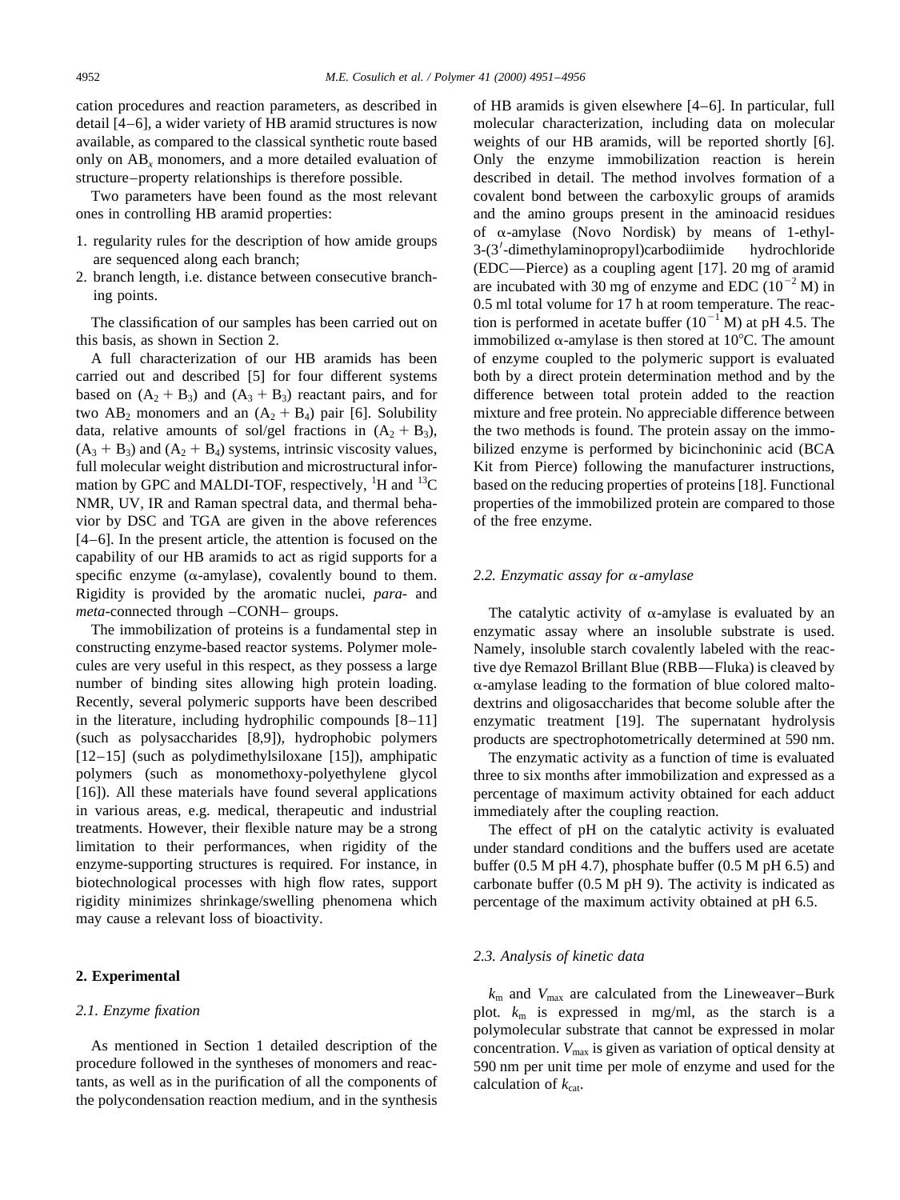cation procedures and reaction parameters, as described in detail [4–6], a wider variety of HB aramid structures is now available, as compared to the classical synthetic route based only on $AB_x$ monomers, and a more detailed evaluation of structure–property relationships is therefore possible.

Two parameters have been found as the most relevant ones in controlling HB aramid properties:

1. regularity rules for the description of how amide groups are sequenced along each branch;
2. branch length, i.e. distance between consecutive branching points.

The classification of our samples has been carried out on this basis, as shown in Section 2.

A full characterization of our HB aramids has been carried out and described [5] for four different systems based on $(A_2 + B_3)$ and $(A_3 + B_3)$ reactant pairs, and for two $AB_2$ monomers and an $(A_2 + B_4)$ pair [6]. Solubility data, relative amounts of sol/gel fractions in $(A_2 + B_3)$, $(A_3 + B_3)$ and $(A_2 + B_4)$ systems, intrinsic viscosity values, full molecular weight distribution and microstructural information by GPC and MALDI-TOF, respectively, $^1$H and $^{13}$C NMR, UV, IR and Raman spectral data, and thermal behavior by DSC and TGA are given in the above references [4–6]. In the present article, the attention is focused on the capability of our HB aramids to act as rigid supports for a specific enzyme (α-amylase), covalently bound to them. Rigidity is provided by the aromatic nuclei, *para-* and *meta*-connected through –CONH– groups.

The immobilization of proteins is a fundamental step in constructing enzyme-based reactor systems. Polymer molecules are very useful in this respect, as they possess a large number of binding sites allowing high protein loading. Recently, several polymeric supports have been described in the literature, including hydrophilic compounds [8–11] (such as polysaccharides [8,9]), hydrophobic polymers [12–15] (such as polydimethylsiloxane [15]), amphipatic polymers (such as monomethoxy-polyethylene glycol [16]). All these materials have found several applications in various areas, e.g. medical, therapeutic and industrial treatments. However, their flexible nature may be a strong limitation to their performances, when rigidity of the enzyme-supporting structures is required. For instance, in biotechnological processes with high flow rates, support rigidity minimizes shrinkage/swelling phenomena which may cause a relevant loss of bioactivity.

## 2. Experimental

### 2.1. Enzyme fixation

As mentioned in Section 1 detailed description of the procedure followed in the syntheses of monomers and reactants, as well as in the purification of all the components of the polycondensation reaction medium, and in the synthesis of HB aramids is given elsewhere [4–6]. In particular, full molecular characterization, including data on molecular weights of our HB aramids, will be reported shortly [6]. Only the enzyme immobilization reaction is herein described in detail. The method involves formation of a covalent bond between the carboxylic groups of aramids and the amino groups present in the aminoacid residues of α-amylase (Novo Nordisk) by means of 1-ethyl-3-(3′-dimethylaminopropyl)carbodiimide hydrochloride (EDC—Pierce) as a coupling agent [17]. 20 mg of aramid are incubated with 30 mg of enzyme and EDC ($10^{-2}$ M) in 0.5 ml total volume for 17 h at room temperature. The reaction is performed in acetate buffer ($10^{-1}$ M) at pH 4.5. The immobilized α-amylase is then stored at 10°C. The amount of enzyme coupled to the polymeric support is evaluated both by a direct protein determination method and by the difference between total protein added to the reaction mixture and free protein. No appreciable difference between the two methods is found. The protein assay on the immobilized enzyme is performed by bicinchoninic acid (BCA Kit from Pierce) following the manufacturer instructions, based on the reducing properties of proteins [18]. Functional properties of the immobilized protein are compared to those of the free enzyme.

### 2.2. Enzymatic assay for α-amylase

The catalytic activity of α-amylase is evaluated by an enzymatic assay where an insoluble substrate is used. Namely, insoluble starch covalently labeled with the reactive dye Remazol Brillant Blue (RBB—Fluka) is cleaved by α-amylase leading to the formation of blue colored maltodextrins and oligosaccharides that become soluble after the enzymatic treatment [19]. The supernatant hydrolysis products are spectrophotometrically determined at 590 nm.

The enzymatic activity as a function of time is evaluated three to six months after immobilization and expressed as a percentage of maximum activity obtained for each adduct immediately after the coupling reaction.

The effect of pH on the catalytic activity is evaluated under standard conditions and the buffers used are acetate buffer (0.5 M pH 4.7), phosphate buffer (0.5 M pH 6.5) and carbonate buffer (0.5 M pH 9). The activity is indicated as percentage of the maximum activity obtained at pH 6.5.

### 2.3. Analysis of kinetic data

$k_m$ and $V_{max}$ are calculated from the Lineweaver–Burk plot. $k_m$ is expressed in mg/ml, as the starch is a polymolecular substrate that cannot be expressed in molar concentration. $V_{max}$ is given as variation of optical density at 590 nm per unit time per mole of enzyme and used for the calculation of $k_{cat}$.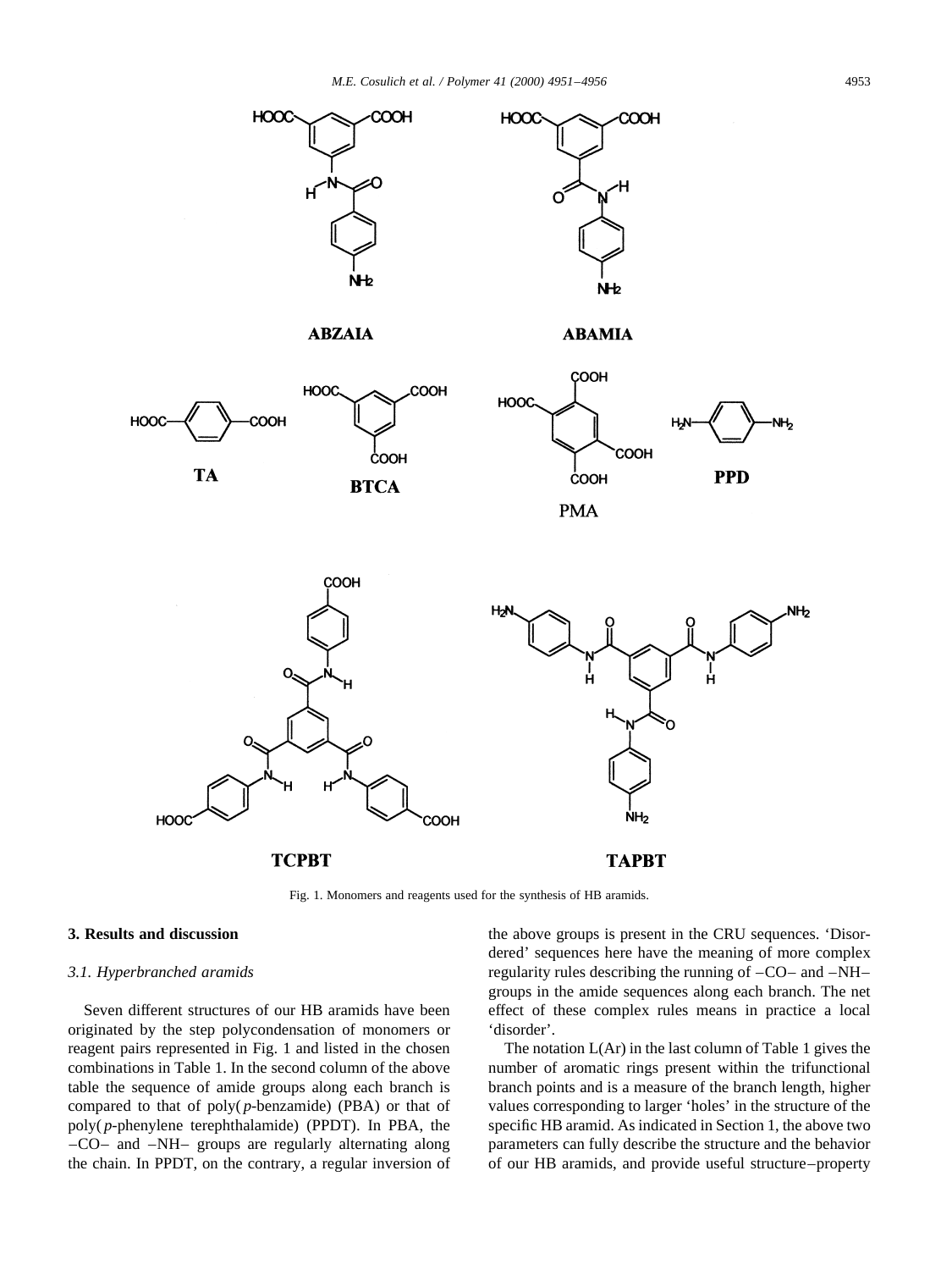Fig. 1. Monomers and reagents used for the synthesis of HB aramids.

## 3. Results and discussion

### 3.1. Hyperbranched aramids

Seven different structures of our HB aramids have been originated by the step polycondensation of monomers or reagent pairs represented in Fig. 1 and listed in the chosen combinations in Table 1. In the second column of the above table the sequence of amide groups along each branch is compared to that of poly(*p*-benzamide) (PBA) or that of poly(*p*-phenylene terephthalamide) (PPDT). In PBA, the –CO– and –NH– groups are regularly alternating along the chain. In PPDT, on the contrary, a regular inversion of the above groups is present in the CRU sequences. 'Disordered' sequences here have the meaning of more complex regularity rules describing the running of –CO– and –NH– groups in the amide sequences along each branch. The net effect of these complex rules means in practice a local 'disorder'.

The notation L(Ar) in the last column of Table 1 gives the number of aromatic rings present within the trifunctional branch points and is a measure of the branch length, higher values corresponding to larger 'holes' in the structure of the specific HB aramid. As indicated in Section 1, the above two parameters can fully describe the structure and the behavior of our HB aramids, and provide useful structure–property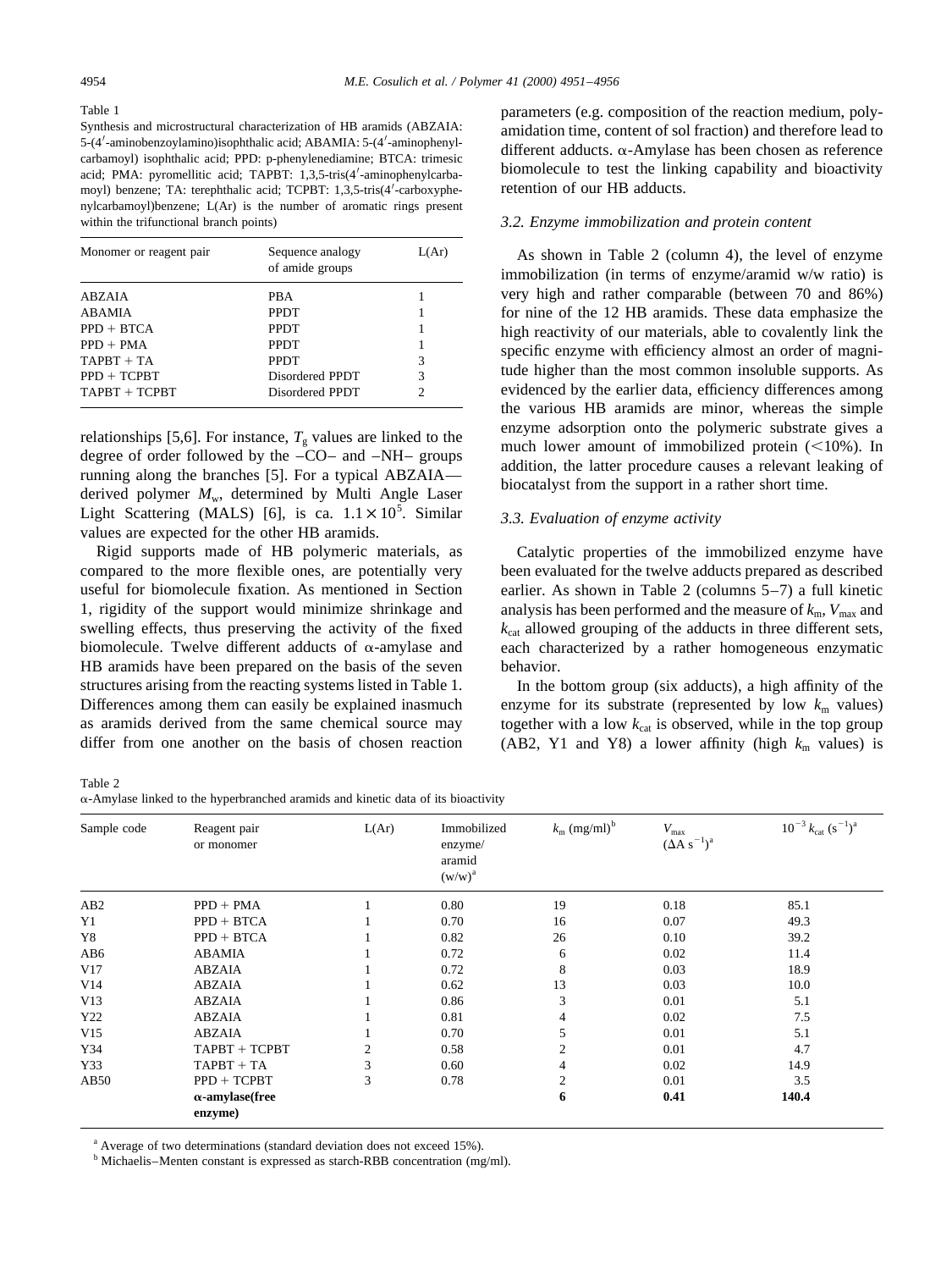Table 1

Synthesis and microstructural characterization of HB aramids (ABZAIA: 5-(4′-aminobenzoylamino)isophthalic acid; ABAMIA: 5-(4′-aminophenylcarbamoyl) isophthalic acid; PPD: p-phenylenediamine; BTCA: trimesic acid; PMA: pyromellitic acid; TAPBT: 1,3,5-tris(4′-aminophenylcarbamoyl) benzene; TA: terephthalic acid; TCPBT: 1,3,5-tris(4′-carboxyphenylcarbamoyl)benzene; L(Ar) is the number of aromatic rings present within the trifunctional branch points)

| Monomer or reagent pair | Sequence analogy of amide groups | L(Ar) |
|---|---|---|
| ABZAIA | PBA | 1 |
| ABAMIA | PPDT | 1 |
| PPD + BTCA | PPDT | 1 |
| PPD + PMA | PPDT | 1 |
| TAPBT + TA | PPDT | 3 |
| PPD + TCPBT | Disordered PPDT | 3 |
| TAPBT + TCPBT | Disordered PPDT | 2 |

relationships [5,6]. For instance, $T_g$ values are linked to the degree of order followed by the –CO– and –NH– groups running along the branches [5]. For a typical ABZAIA—derived polymer $M_w$, determined by Multi Angle Laser Light Scattering (MALS) [6], is ca. $1.1 \times 10^5$. Similar values are expected for the other HB aramids.

Rigid supports made of HB polymeric materials, as compared to the more flexible ones, are potentially very useful for biomolecule fixation. As mentioned in Section 1, rigidity of the support would minimize shrinkage and swelling effects, thus preserving the activity of the fixed biomolecule. Twelve different adducts of α-amylase and HB aramids have been prepared on the basis of the seven structures arising from the reacting systems listed in Table 1. Differences among them can easily be explained inasmuch as aramids derived from the same chemical source may differ from one another on the basis of chosen reaction parameters (e.g. composition of the reaction medium, polyamidation time, content of sol fraction) and therefore lead to different adducts. α-Amylase has been chosen as reference biomolecule to test the linking capability and bioactivity retention of our HB adducts.

### 3.2. Enzyme immobilization and protein content

As shown in Table 2 (column 4), the level of enzyme immobilization (in terms of enzyme/aramid w/w ratio) is very high and rather comparable (between 70 and 86%) for nine of the 12 HB aramids. These data emphasize the high reactivity of our materials, able to covalently link the specific enzyme with efficiency almost an order of magnitude higher than the most common insoluble supports. As evidenced by the earlier data, efficiency differences among the various HB aramids are minor, whereas the simple enzyme adsorption onto the polymeric substrate gives a much lower amount of immobilized protein (<10%). In addition, the latter procedure causes a relevant leaking of biocatalyst from the support in a rather short time.

### 3.3. Evaluation of enzyme activity

Catalytic properties of the immobilized enzyme have been evaluated for the twelve adducts prepared as described earlier. As shown in Table 2 (columns 5–7) a full kinetic analysis has been performed and the measure of $k_m$, $V_{max}$ and $k_{cat}$ allowed grouping of the adducts in three different sets, each characterized by a rather homogeneous enzymatic behavior.

In the bottom group (six adducts), a high affinity of the enzyme for its substrate (represented by low $k_m$ values) together with a low $k_{cat}$ is observed, while in the top group (AB2, Y1 and Y8) a lower affinity (high $k_m$ values) is

Table 2

α-Amylase linked to the hyperbranched aramids and kinetic data of its bioactivity

| Sample code | Reagent pair or monomer | L(Ar) | Immobilized enzyme/aramid (w/w)[a] | $k_m$ (mg/ml)[b] | $V_{max}$ ($\Delta A\ s^{-1}$)[a] | $10^{-3}\ k_{cat}$ ($s^{-1}$)[a] |
|---|---|---|---|---|---|---|
| AB2 | PPD + PMA | 1 | 0.80 | 19 | 0.18 | 85.1 |
| Y1 | PPD + BTCA | 1 | 0.70 | 16 | 0.07 | 49.3 |
| Y8 | PPD + BTCA | 1 | 0.82 | 26 | 0.10 | 39.2 |
| AB6 | ABAMIA | 1 | 0.72 | 6 | 0.02 | 11.4 |
| V17 | ABZAIA | 1 | 0.72 | 8 | 0.03 | 18.9 |
| V14 | ABZAIA | 1 | 0.62 | 13 | 0.03 | 10.0 |
| V13 | ABZAIA | 1 | 0.86 | 3 | 0.01 | 5.1 |
| Y22 | ABZAIA | 1 | 0.81 | 4 | 0.02 | 7.5 |
| V15 | ABZAIA | 1 | 0.70 | 5 | 0.01 | 5.1 |
| Y34 | TAPBT + TCPBT | 2 | 0.58 | 2 | 0.01 | 4.7 |
| Y33 | TAPBT + TA | 3 | 0.60 | 4 | 0.02 | 14.9 |
| AB50 | PPD + TCPBT | 3 | 0.78 | 2 | 0.01 | 3.5 |
| | **α-amylase(free enzyme)** | | | **6** | **0.41** | **140.4** |

[a] Average of two determinations (standard deviation does not exceed 15%).

[b] Michaelis–Menten constant is expressed as starch-RBB concentration (mg/ml).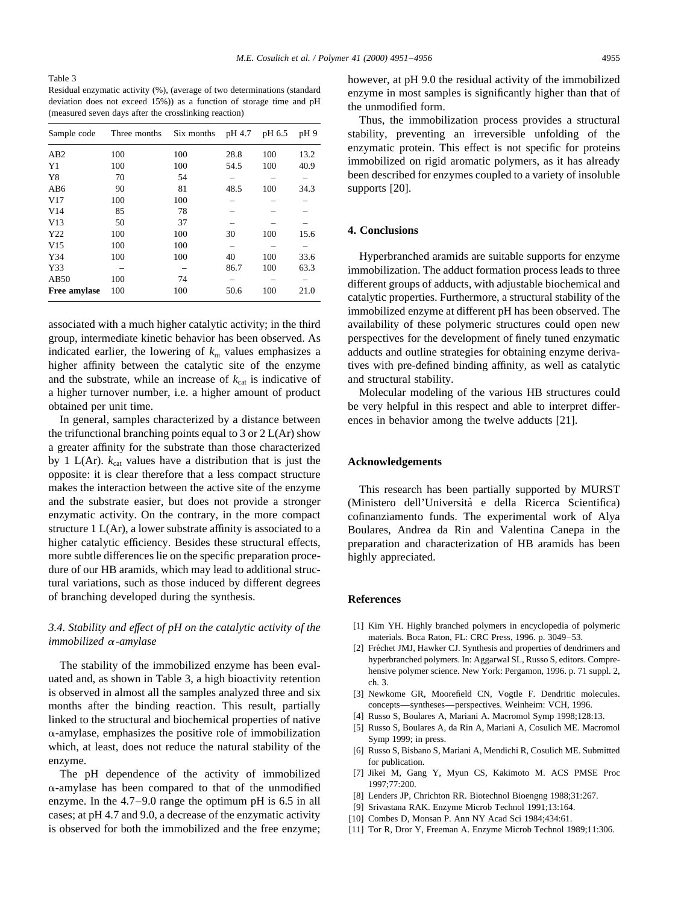Table 3
Residual enzymatic activity (%), (average of two determinations (standard deviation does not exceed 15%)) as a function of storage time and pH (measured seven days after the crosslinking reaction)

| Sample code | Three months | Six months | pH 4.7 | pH 6.5 | pH 9 |
|---|---|---|---|---|---|
| AB2 | 100 | 100 | 28.8 | 100 | 13.2 |
| Y1 | 100 | 100 | 54.5 | 100 | 40.9 |
| Y8 | 70 | 54 | – | – | – |
| AB6 | 90 | 81 | 48.5 | 100 | 34.3 |
| V17 | 100 | 100 | – | – | – |
| V14 | 85 | 78 | – | – | – |
| V13 | 50 | 37 | – | – | – |
| Y22 | 100 | 100 | 30 | 100 | 15.6 |
| V15 | 100 | 100 | – | – | – |
| Y34 | 100 | 100 | 40 | 100 | 33.6 |
| Y33 | – | – | 86.7 | 100 | 63.3 |
| AB50 | 100 | 74 | – | – | – |
| **Free amylase** | 100 | 100 | 50.6 | 100 | 21.0 |

associated with a much higher catalytic activity; in the third group, intermediate kinetic behavior has been observed. As indicated earlier, the lowering of $k_m$ values emphasizes a higher affinity between the catalytic site of the enzyme and the substrate, while an increase of $k_{cat}$ is indicative of a higher turnover number, i.e. a higher amount of product obtained per unit time.

In general, samples characterized by a distance between the trifunctional branching points equal to 3 or 2 L(Ar) show a greater affinity for the substrate than those characterized by 1 L(Ar). $k_{cat}$ values have a distribution that is just the opposite: it is clear therefore that a less compact structure makes the interaction between the active site of the enzyme and the substrate easier, but does not provide a stronger enzymatic activity. On the contrary, in the more compact structure 1 L(Ar), a lower substrate affinity is associated to a higher catalytic efficiency. Besides these structural effects, more subtle differences lie on the specific preparation procedure of our HB aramids, which may lead to additional structural variations, such as those induced by different degrees of branching developed during the synthesis.

### 3.4. Stability and effect of pH on the catalytic activity of the immobilized α-amylase

The stability of the immobilized enzyme has been evaluated and, as shown in Table 3, a high bioactivity retention is observed in almost all the samples analyzed three and six months after the binding reaction. This result, partially linked to the structural and biochemical properties of native α-amylase, emphasizes the positive role of immobilization which, at least, does not reduce the natural stability of the enzyme.

The pH dependence of the activity of immobilized α-amylase has been compared to that of the unmodified enzyme. In the 4.7–9.0 range the optimum pH is 6.5 in all cases; at pH 4.7 and 9.0, a decrease of the enzymatic activity is observed for both the immobilized and the free enzyme; however, at pH 9.0 the residual activity of the immobilized enzyme in most samples is significantly higher than that of the unmodified form.

Thus, the immobilization process provides a structural stability, preventing an irreversible unfolding of the enzymatic protein. This effect is not specific for proteins immobilized on rigid aromatic polymers, as it has already been described for enzymes coupled to a variety of insoluble supports [20].

## 4. Conclusions

Hyperbranched aramids are suitable supports for enzyme immobilization. The adduct formation process leads to three different groups of adducts, with adjustable biochemical and catalytic properties. Furthermore, a structural stability of the immobilized enzyme at different pH has been observed. The availability of these polymeric structures could open new perspectives for the development of finely tuned enzymatic adducts and outline strategies for obtaining enzyme derivatives with pre-defined binding affinity, as well as catalytic and structural stability.

Molecular modeling of the various HB structures could be very helpful in this respect and able to interpret differences in behavior among the twelve adducts [21].

## Acknowledgements

This research has been partially supported by MURST (Ministero dell'Università e della Ricerca Scientifica) cofinanziamento funds. The experimental work of Alya Boulares, Andrea da Rin and Valentina Canepa in the preparation and characterization of HB aramids has been highly appreciated.

## References

[1] Kim YH. Highly branched polymers in encyclopedia of polymeric materials. Boca Raton, FL: CRC Press, 1996. p. 3049–53.
[2] Fréchet JMJ, Hawker CJ. Synthesis and properties of dendrimers and hyperbranched polymers. In: Aggarwal SL, Russo S, editors. Comprehensive polymer science. New York: Pergamon, 1996. p. 71 suppl. 2, ch. 3.
[3] Newkome GR, Moorefield CN, Vogtle F. Dendritic molecules. concepts—syntheses—perspectives. Weinheim: VCH, 1996.
[4] Russo S, Boulares A, Mariani A. Macromol Symp 1998;128:13.
[5] Russo S, Boulares A, da Rin A, Mariani A, Cosulich ME. Macromol Symp 1999; in press.
[6] Russo S, Bisbano S, Mariani A, Mendichi R, Cosulich ME. Submitted for publication.
[7] Jikei M, Gang Y, Myun CS, Kakimoto M. ACS PMSE Proc 1997;77:200.
[8] Lenders JP, Chrichton RR. Biotechnol Bioengng 1988;31:267.
[9] Srivastana RAK. Enzyme Microb Technol 1991;13:164.
[10] Combes D, Monsan P. Ann NY Acad Sci 1984;434:61.
[11] Tor R, Dror Y, Freeman A. Enzyme Microb Technol 1989;11:306.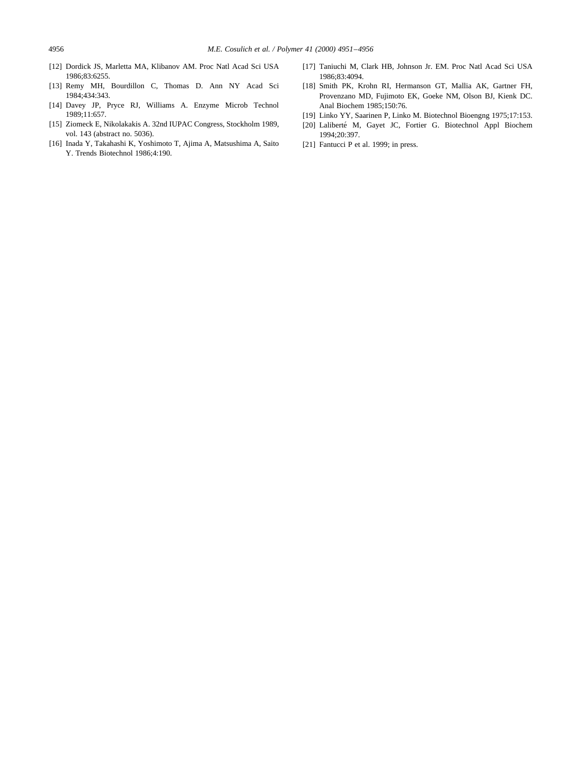[12] Dordick JS, Marletta MA, Klibanov AM. Proc Natl Acad Sci USA 1986;83:6255.

[13] Remy MH, Bourdillon C, Thomas D. Ann NY Acad Sci 1984;434:343.

[14] Davey JP, Pryce RJ, Williams A. Enzyme Microb Technol 1989;11:657.

[15] Ziomeck E, Nikolakakis A. 32nd IUPAC Congress, Stockholm 1989, vol. 143 (abstract no. 5036).

[16] Inada Y, Takahashi K, Yoshimoto T, Ajima A, Matsushima A, Saito Y. Trends Biotechnol 1986;4:190.

[17] Taniuchi M, Clark HB, Johnson Jr. EM. Proc Natl Acad Sci USA 1986;83:4094.

[18] Smith PK, Krohn RI, Hermanson GT, Mallia AK, Gartner FH, Provenzano MD, Fujimoto EK, Goeke NM, Olson BJ, Kienk DC. Anal Biochem 1985;150:76.

[19] Linko YY, Saarinen P, Linko M. Biotechnol Bioengng 1975;17:153.

[20] Laliberté M, Gayet JC, Fortier G. Biotechnol Appl Biochem 1994;20:397.

[21] Fantucci P et al. 1999; in press.